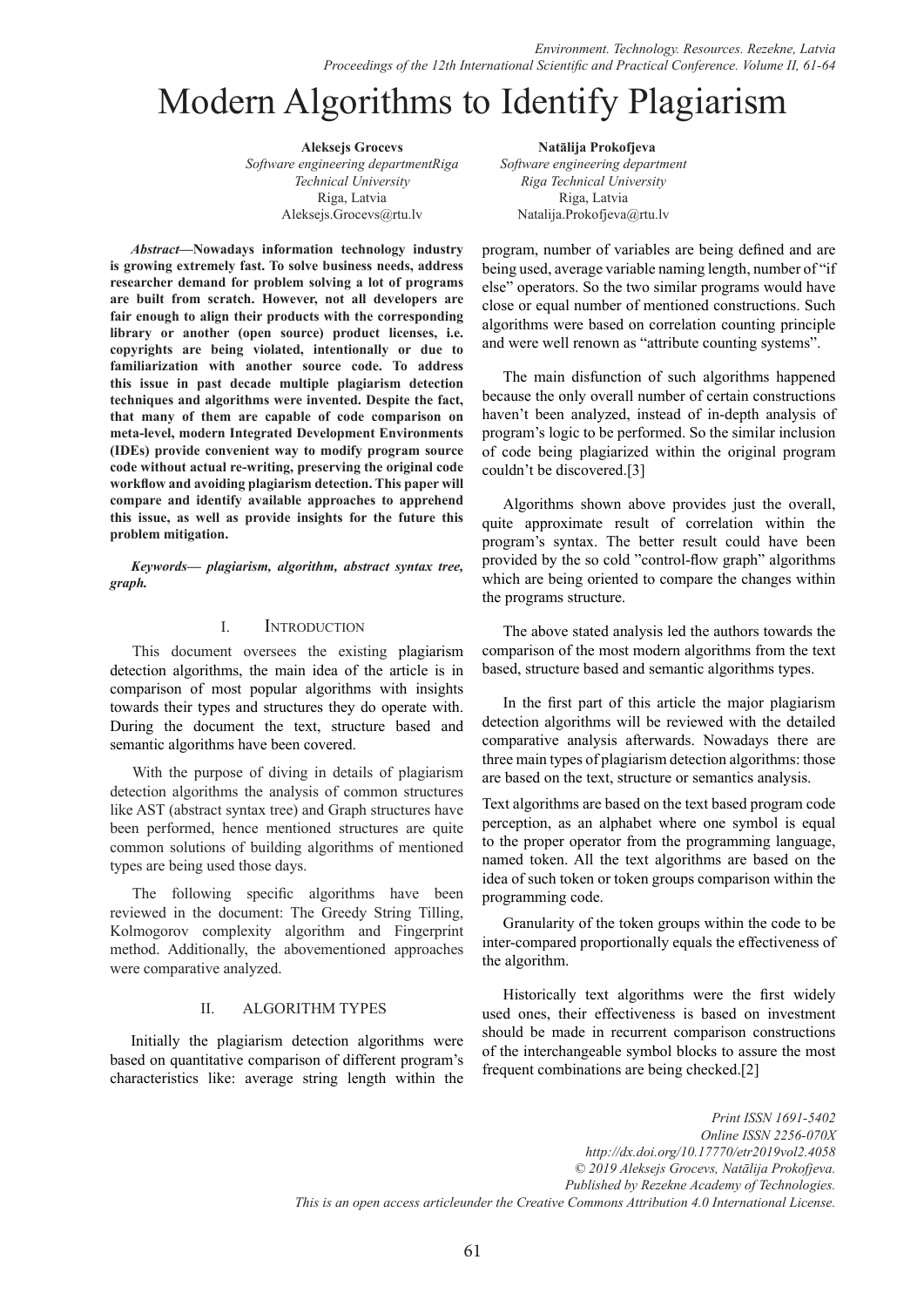# Modern Algorithms to Identify Plagiarism

**Aleksejs Grocevs**
*Software engineering departmentRiga Technical University*
Riga, Latvia
Aleksejs.Grocevs@rtu.lv

**Natālija Prokofjeva**
*Software engineering department*
*Riga Technical University*
Riga, Latvia
Natalija.Prokofjeva@rtu.lv

***Abstract*—Nowadays information technology industry is growing extremely fast. To solve business needs, address researcher demand for problem solving a lot of programs are built from scratch. However, not all developers are fair enough to align their products with the corresponding library or another (open source) product licenses, i.e. copyrights are being violated, intentionally or due to familiarization with another source code. To address this issue in past decade multiple plagiarism detection techniques and algorithms were invented. Despite the fact, that many of them are capable of code comparison on meta-level, modern Integrated Development Environments (IDEs) provide convenient way to modify program source code without actual re-writing, preserving the original code workflow and avoiding plagiarism detection. This paper will compare and identify available approaches to apprehend this issue, as well as provide insights for the future this problem mitigation.**

***Keywords— plagiarism, algorithm, abstract syntax tree, graph.***

## I. Introduction

This document oversees the existing plagiarism detection algorithms, the main idea of the article is in comparison of most popular algorithms with insights towards their types and structures they do operate with. During the document the text, structure based and semantic algorithms have been covered.

With the purpose of diving in details of plagiarism detection algorithms the analysis of common structures like AST (abstract syntax tree) and Graph structures have been performed, hence mentioned structures are quite common solutions of building algorithms of mentioned types are being used those days.

The following specific algorithms have been reviewed in the document: The Greedy String Tilling, Kolmogorov complexity algorithm and Fingerprint method. Additionally, the abovementioned approaches were comparative analyzed.

## II. Algorithm Types

Initially the plagiarism detection algorithms were based on quantitative comparison of different program's characteristics like: average string length within the program, number of variables are being defined and are being used, average variable naming length, number of "if else" operators. So the two similar programs would have close or equal number of mentioned constructions. Such algorithms were based on correlation counting principle and were well renown as "attribute counting systems".

The main disfunction of such algorithms happened because the only overall number of certain constructions haven't been analyzed, instead of in-depth analysis of program's logic to be performed. So the similar inclusion of code being plagiarized within the original program couldn't be discovered.[3]

Algorithms shown above provides just the overall, quite approximate result of correlation within the program's syntax. The better result could have been provided by the so cold "control-flow graph" algorithms which are being oriented to compare the changes within the programs structure.

The above stated analysis led the authors towards the comparison of the most modern algorithms from the text based, structure based and semantic algorithms types.

In the first part of this article the major plagiarism detection algorithms will be reviewed with the detailed comparative analysis afterwards. Nowadays there are three main types of plagiarism detection algorithms: those are based on the text, structure or semantics analysis.

Text algorithms are based on the text based program code perception, as an alphabet where one symbol is equal to the proper operator from the programming language, named token. All the text algorithms are based on the idea of such token or token groups comparison within the programming code.

Granularity of the token groups within the code to be inter-compared proportionally equals the effectiveness of the algorithm.

Historically text algorithms were the first widely used ones, their effectiveness is based on investment should be made in recurrent comparison constructions of the interchangeable symbol blocks to assure the most frequent combinations are being checked.[2]

*Print ISSN 1691-5402*
*Online ISSN 2256-070X*
*http://dx.doi.org/10.17770/etr2019vol2.4058*
*© 2019 Aleksejs Grocevs, Natālija Prokofjeva.*
*Published by Rezekne Academy of Technologies.*
*This is an open access articleunder the Creative Commons Attribution 4.0 International License.*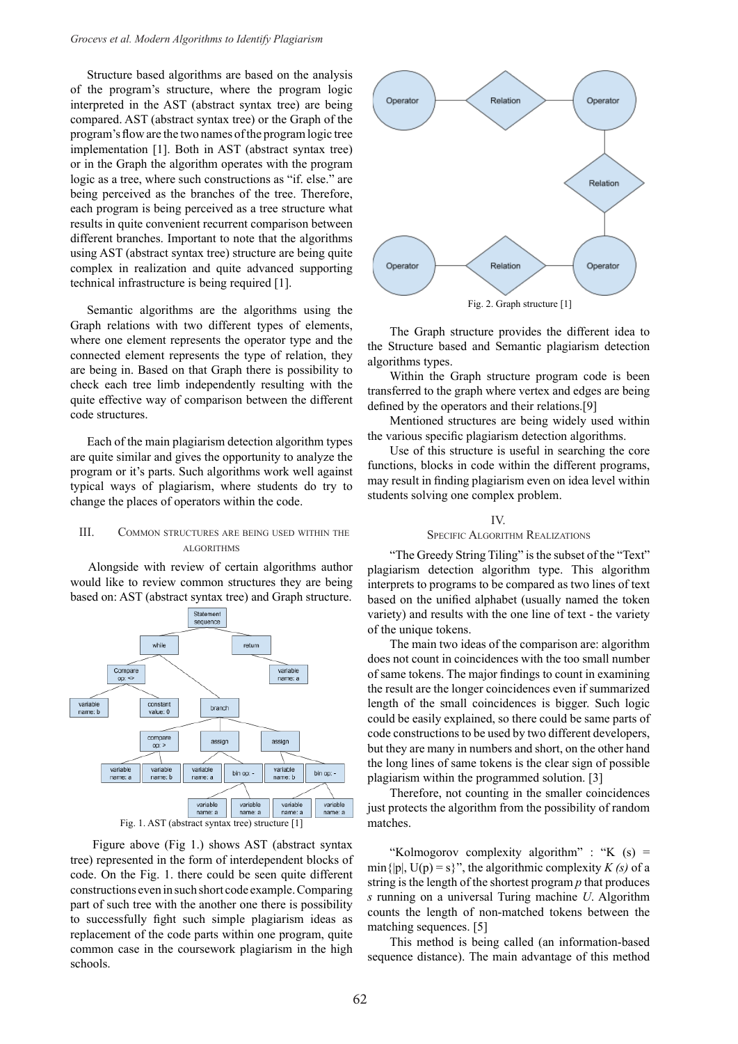Structure based algorithms are based on the analysis of the program's structure, where the program logic interpreted in the AST (abstract syntax tree) are being compared. AST (abstract syntax tree) or the Graph of the program's flow are the two names of the program logic tree implementation [1]. Both in AST (abstract syntax tree) or in the Graph the algorithm operates with the program logic as a tree, where such constructions as "if. else." are being perceived as the branches of the tree. Therefore, each program is being perceived as a tree structure what results in quite convenient recurrent comparison between different branches. Important to note that the algorithms using AST (abstract syntax tree) structure are being quite complex in realization and quite advanced supporting technical infrastructure is being required [1].

Semantic algorithms are the algorithms using the Graph relations with two different types of elements, where one element represents the operator type and the connected element represents the type of relation, they are being in. Based on that Graph there is possibility to check each tree limb independently resulting with the quite effective way of comparison between the different code structures.

Each of the main plagiarism detection algorithm types are quite similar and gives the opportunity to analyze the program or it's parts. Such algorithms work well against typical ways of plagiarism, where students do try to change the places of operators within the code.

## III. Common structures are being used within the algorithms

Alongside with review of certain algorithms author would like to review common structures they are being based on: AST (abstract syntax tree) and Graph structure.

Fig. 1. AST (abstract syntax tree) structure [1]

Figure above (Fig 1.) shows AST (abstract syntax tree) represented in the form of interdependent blocks of code. On the Fig. 1. there could be seen quite different constructions even in such short code example. Comparing part of such tree with the another one there is possibility to successfully fight such simple plagiarism ideas as replacement of the code parts within one program, quite common case in the coursework plagiarism in the high schools.

Fig. 2. Graph structure [1]

The Graph structure provides the different idea to the Structure based and Semantic plagiarism detection algorithms types.

Within the Graph structure program code is been transferred to the graph where vertex and edges are being defined by the operators and their relations.[9]

Mentioned structures are being widely used within the various specific plagiarism detection algorithms.

Use of this structure is useful in searching the core functions, blocks in code within the different programs, may result in finding plagiarism even on idea level within students solving one complex problem.

## IV. Specific Algorithm Realizations

"The Greedy String Tiling" is the subset of the "Text" plagiarism detection algorithm type. This algorithm interprets to programs to be compared as two lines of text based on the unified alphabet (usually named the token variety) and results with the one line of text - the variety of the unique tokens.

The main two ideas of the comparison are: algorithm does not count in coincidences with the too small number of same tokens. The major findings to count in examining the result are the longer coincidences even if summarized length of the small coincidences is bigger. Such logic could be easily explained, so there could be same parts of code constructions to be used by two different developers, but they are many in numbers and short, on the other hand the long lines of same tokens is the clear sign of possible plagiarism within the programmed solution. [3]

Therefore, not counting in the smaller coincidences just protects the algorithm from the possibility of random matches.

"Kolmogorov complexity algorithm" : "$K(s) = \min\{|p|, U(p) = s\}$", the algorithmic complexity $K(s)$ of a string is the length of the shortest program $p$ that produces $s$ running on a universal Turing machine $U$. Algorithm counts the length of non-matched tokens between the matching sequences. [5]

This method is being called (an information-based sequence distance). The main advantage of this method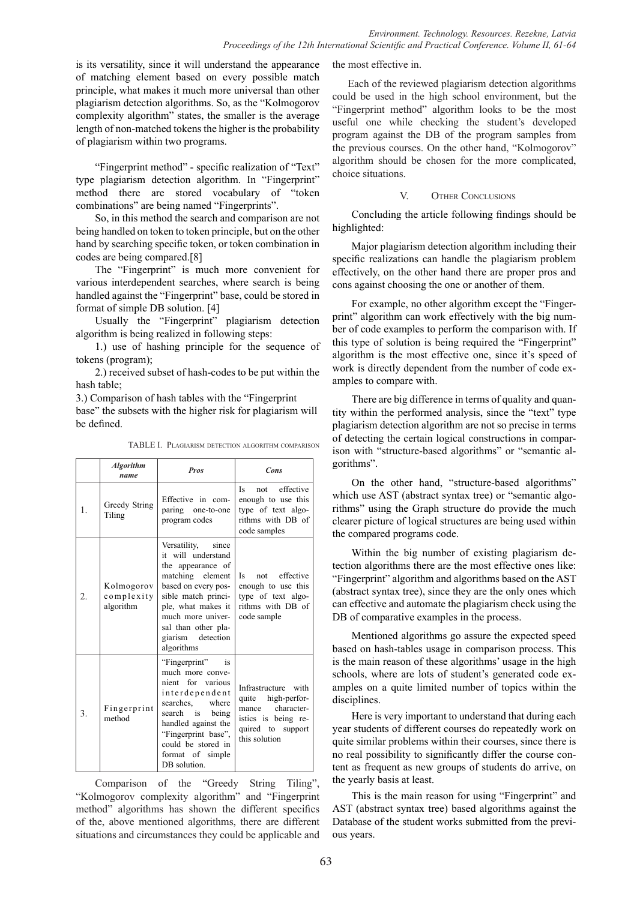is its versatility, since it will understand the appearance of matching element based on every possible match principle, what makes it much more universal than other plagiarism detection algorithms. So, as the "Kolmogorov complexity algorithm" states, the smaller is the average length of non-matched tokens the higher is the probability of plagiarism within two programs.

"Fingerprint method" - specific realization of "Text" type plagiarism detection algorithm. In "Fingerprint" method there are stored vocabulary of "token combinations" are being named "Fingerprints".

So, in this method the search and comparison are not being handled on token to token principle, but on the other hand by searching specific token, or token combination in codes are being compared.[8]

The "Fingerprint" is much more convenient for various interdependent searches, where search is being handled against the "Fingerprint" base, could be stored in format of simple DB solution. [4]

Usually the "Fingerprint" plagiarism detection algorithm is being realized in following steps:

1.) use of hashing principle for the sequence of tokens (program);

2.) received subset of hash-codes to be put within the hash table;

3.) Comparison of hash tables with the "Fingerprint base" the subsets with the higher risk for plagiarism will be defined.

TABLE I. Plagiarism detection algorithm comparison

| | *Algorithm name* | *Pros* | *Cons* |
|---|---|---|---|
| 1. | Greedy String Tiling | Effective in comparing one-to-one program codes | Is not effective enough to use this type of text algorithms with DB of code samples |
| 2. | Kolmogorov complexity algorithm | Versatility, since it will understand the appearance of matching element based on every possible match principle, what makes it much more universal than other plagiarism detection algorithms | Is not effective enough to use this type of text algorithms with DB of code sample |
| 3. | Fingerprint method | "Fingerprint" is much more convenient for various interdependent searches, where search is being handled against the "Fingerprint base", could be stored in format of simple DB solution. | Infrastructure with quite high-performance characteristics is being required to support this solution |

Comparison of the "Greedy String Tiling", "Kolmogorov complexity algorithm" and "Fingerprint method" algorithms has shown the different specifics of the, above mentioned algorithms, there are different situations and circumstances they could be applicable and the most effective in.

Each of the reviewed plagiarism detection algorithms could be used in the high school environment, but the "Fingerprint method" algorithm looks to be the most useful one while checking the student's developed program against the DB of the program samples from the previous courses. On the other hand, "Kolmogorov" algorithm should be chosen for the more complicated, choice situations.

## V. Other Conclusions

Concluding the article following findings should be highlighted:

Major plagiarism detection algorithm including their specific realizations can handle the plagiarism problem effectively, on the other hand there are proper pros and cons against choosing the one or another of them.

For example, no other algorithm except the "Fingerprint" algorithm can work effectively with the big number of code examples to perform the comparison with. If this type of solution is being required the "Fingerprint" algorithm is the most effective one, since it's speed of work is directly dependent from the number of code examples to compare with.

There are big difference in terms of quality and quantity within the performed analysis, since the "text" type plagiarism detection algorithm are not so precise in terms of detecting the certain logical constructions in comparison with "structure-based algorithms" or "semantic algorithms".

On the other hand, "structure-based algorithms" which use AST (abstract syntax tree) or "semantic algorithms" using the Graph structure do provide the much clearer picture of logical structures are being used within the compared programs code.

Within the big number of existing plagiarism detection algorithms there are the most effective ones like: "Fingerprint" algorithm and algorithms based on the AST (abstract syntax tree), since they are the only ones which can effective and automate the plagiarism check using the DB of comparative examples in the process.

Mentioned algorithms go assure the expected speed based on hash-tables usage in comparison process. This is the main reason of these algorithms' usage in the high schools, where are lots of student's generated code examples on a quite limited number of topics within the disciplines.

Here is very important to understand that during each year students of different courses do repeatedly work on quite similar problems within their courses, since there is no real possibility to significantly differ the course content as frequent as new groups of students do arrive, on the yearly basis at least.

This is the main reason for using "Fingerprint" and AST (abstract syntax tree) based algorithms against the Database of the student works submitted from the previous years.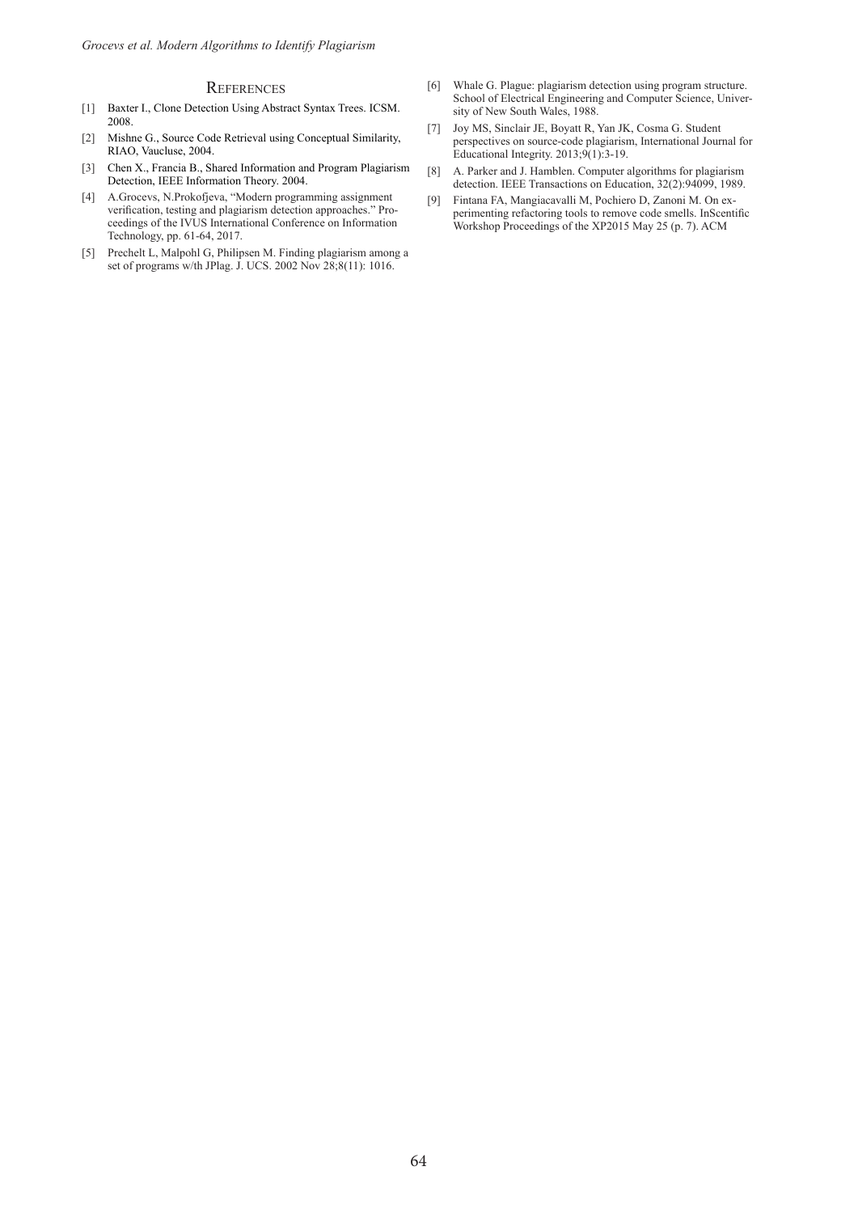## References

[1] Baxter I., Clone Detection Using Abstract Syntax Trees. ICSM. 2008.

[2] Mishne G., Source Code Retrieval using Conceptual Similarity, RIAO, Vaucluse, 2004.

[3] Chen X., Francia B., Shared Information and Program Plagiarism Detection, IEEE Information Theory. 2004.

[4] A.Grocevs, N.Prokofjeva, "Modern programming assignment verification, testing and plagiarism detection approaches." Proceedings of the IVUS International Conference on Information Technology, pp. 61-64, 2017.

[5] Prechelt L, Malpohl G, Philipsen M. Finding plagiarism among a set of programs w/th JPlag. J. UCS. 2002 Nov 28;8(11): 1016.

[6] Whale G. Plague: plagiarism detection using program structure. School of Electrical Engineering and Computer Science, University of New South Wales, 1988.

[7] Joy MS, Sinclair JE, Boyatt R, Yan JK, Cosma G. Student perspectives on source-code plagiarism, International Journal for Educational Integrity. 2013;9(1):3-19.

[8] A. Parker and J. Hamblen. Computer algorithms for plagiarism detection. IEEE Transactions on Education, 32(2):94099, 1989.

[9] Fintana FA, Mangiacavalli M, Pochiero D, Zanoni M. On experimenting refactoring tools to remove code smells. InScentific Workshop Proceedings of the XP2015 May 25 (p. 7). ACM